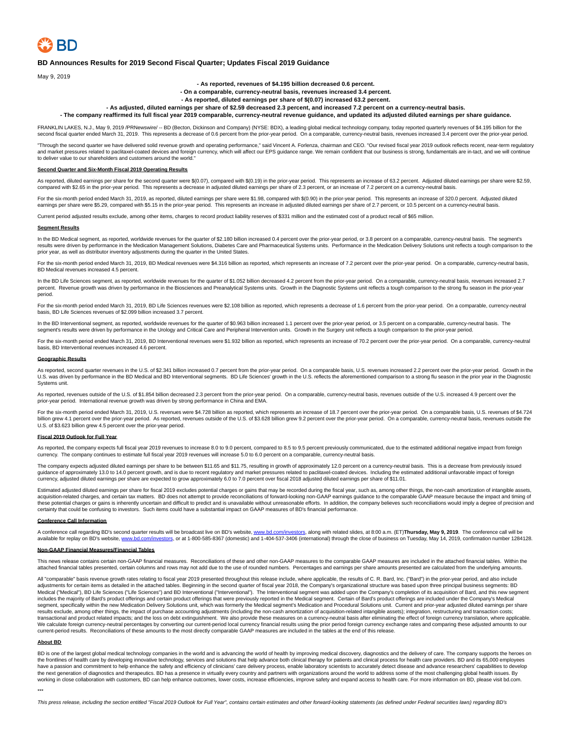BD

# BD Announces Results for 2019 Second Fiscal Quarter; Updates Fiscal 2019 Guidance

May 9, 2019

**- As reported, revenues of $4.195 billion decreased 0.6 percent.**

**- On a comparable, currency-neutral basis, revenues increased 3.4 percent.**

**- As reported, diluted earnings per share of $(0.07) increased 63.2 percent.**

**- As adjusted, diluted earnings per share of $2.59 decreased 2.3 percent, and increased 7.2 percent on a currency-neutral basis.**

**- The company reaffirmed its full fiscal year 2019 comparable, currency-neutral revenue guidance, and updated its adjusted diluted earnings per share guidance.**

FRANKLIN LAKES, N.J., May 9, 2019 /PRNewswire/ -- BD (Becton, Dickinson and Company) (NYSE: BDX), a leading global medical technology company, today reported quarterly revenues of $4.195 billion for the second fiscal quarter ended March 31, 2019. This represents a decrease of 0.6 percent from the prior-year period. On a comparable, currency-neutral basis, revenues increased 3.4 percent over the prior-year period.

"Through the second quarter we have delivered solid revenue growth and operating performance," said Vincent A. Forlenza, chairman and CEO. "Our revised fiscal year 2019 outlook reflects recent, near-term regulatory and market pressures related to paclitaxel-coated devices and foreign currency, which will affect our EPS guidance range. We remain confident that our business is strong, fundamentals are in-tact, and we will continue to deliver value to our shareholders and customers around the world."

## Second Quarter and Six-Month Fiscal 2019 Operating Results

As reported, diluted earnings per share for the second quarter were $(0.07), compared with $(0.19) in the prior-year period. This represents an increase of 63.2 percent. Adjusted diluted earnings per share were $2.59, compared with $2.65 in the prior-year period. This represents a decrease in adjusted diluted earnings per share of 2.3 percent, or an increase of 7.2 percent on a currency-neutral basis.

For the six-month period ended March 31, 2019, as reported, diluted earnings per share were $1.98, compared with $(0.90) in the prior-year period. This represents an increase of 320.0 percent. Adjusted diluted earnings per share were $5.29, compared with $5.15 in the prior-year period. This represents an increase in adjusted diluted earnings per share of 2.7 percent, or 10.5 percent on a currency-neutral basis.

Current period adjusted results exclude, among other items, charges to record product liability reserves of $331 million and the estimated cost of a product recall of $65 million.

## Segment Results

In the BD Medical segment, as reported, worldwide revenues for the quarter of $2.180 billion increased 0.4 percent over the prior-year period, or 3.8 percent on a comparable, currency-neutral basis. The segment's results were driven by performance in the Medication Management Solutions, Diabetes Care and Pharmaceutical Systems units. Performance in the Medication Delivery Solutions unit reflects a tough comparison to the prior year, as well as distributor inventory adjustments during the quarter in the United States.

For the six-month period ended March 31, 2019, BD Medical revenues were $4.316 billion as reported, which represents an increase of 7.2 percent over the prior-year period. On a comparable, currency-neutral basis, BD Medical revenues increased 4.5 percent.

In the BD Life Sciences segment, as reported, worldwide revenues for the quarter of $1.052 billion decreased 4.2 percent from the prior-year period. On a comparable, currency-neutral basis, revenues increased 2.7 percent. Revenue growth was driven by performance in the Biosciences and Preanalytical Systems units. Growth in the Diagnostic Systems unit reflects a tough comparison to the strong flu season in the prior-year period.

For the six-month period ended March 31, 2019, BD Life Sciences revenues were $2.108 billion as reported, which represents a decrease of 1.6 percent from the prior-year period. On a comparable, currency-neutral basis, BD Life Sciences revenues of $2.099 billion increased 3.7 percent.

In the BD Interventional segment, as reported, worldwide revenues for the quarter of $0.963 billion increased 1.1 percent over the prior-year period, or 3.5 percent on a comparable, currency-neutral basis. The segment's results were driven by performance in the Urology and Critical Care and Peripheral Intervention units. Growth in the Surgery unit reflects a tough comparison to the prior-year period.

For the six-month period ended March 31, 2019, BD Interventional revenues were $1.932 billion as reported, which represents an increase of 70.2 percent over the prior-year period. On a comparable, currency-neutral basis, BD Interventional revenues increased 4.6 percent.

## Geographic Results

As reported, second quarter revenues in the U.S. of $2.341 billion increased 0.7 percent from the prior-year period. On a comparable basis, U.S. revenues increased 2.2 percent over the prior-year period. Growth in the U.S. was driven by performance in the BD Medical and BD Interventional segments. BD Life Sciences' growth in the U.S. reflects the aforementioned comparison to a strong flu season in the prior year in the Diagnostic Systems unit.

As reported, revenues outside of the U.S. of $1.854 billion decreased 2.3 percent from the prior-year period. On a comparable, currency-neutral basis, revenues outside of the U.S. increased 4.9 percent over the prior-year period. International revenue growth was driven by strong performance in China and EMA.

For the six-month period ended March 31, 2019, U.S. revenues were $4.728 billion as reported, which represents an increase of 18.7 percent over the prior-year period. On a comparable basis, U.S. revenues of $4.724 billion grew 4.1 percent over the prior-year period. As reported, revenues outside of the U.S. of $3.628 billion grew 9.2 percent over the prior-year period. On a comparable, currency-neutral basis, revenues outside the U.S. of $3.623 billion grew 4.5 percent over the prior-year period.

## Fiscal 2019 Outlook for Full Year

As reported, the company expects full fiscal year 2019 revenues to increase 8.0 to 9.0 percent, compared to 8.5 to 9.5 percent previously communicated, due to the estimated additional negative impact from foreign currency. The company continues to estimate full fiscal year 2019 revenues will increase 5.0 to 6.0 percent on a comparable, currency-neutral basis.

The company expects adjusted diluted earnings per share to be between $11.65 and $11.75, resulting in growth of approximately 12.0 percent on a currency-neutral basis. This is a decrease from previously issued guidance of approximately 13.0 to 14.0 percent growth, and is due to recent regulatory and market pressures related to paclitaxel-coated devices. Including the estimated additional unfavorable impact of foreign currency, adjusted diluted earnings per share are expected to grow approximately 6.0 to 7.0 percent over fiscal 2018 adjusted diluted earnings per share of $11.01.

Estimated adjusted diluted earnings per share for fiscal 2019 excludes potential charges or gains that may be recorded during the fiscal year, such as, among other things, the non-cash amortization of intangible assets, acquisition-related charges, and certain tax matters. BD does not attempt to provide reconciliations of forward-looking non-GAAP earnings guidance to the comparable GAAP measure because the impact and timing of these potential charges or gains is inherently uncertain and difficult to predict and is unavailable without unreasonable efforts. In addition, the company believes such reconciliations would imply a degree of precision and certainty that could be confusing to investors. Such items could have a substantial impact on GAAP measures of BD's financial performance.

## Conference Call Information

A conference call regarding BD's second quarter results will be broadcast live on BD's website, www.bd.com/investors, along with related slides, at 8:00 a.m. (ET) **Thursday, May 9, 2019**. The conference call will be available for replay on BD's website, www.bd.com/investors, or at 1-800-585-8367 (domestic) and 1-404-537-3406 (international) through the close of business on Tuesday, May 14, 2019, confirmation number 1284128.

## Non-GAAP Financial Measures/Financial Tables

This news release contains certain non-GAAP financial measures. Reconciliations of these and other non-GAAP measures to the comparable GAAP measures are included in the attached financial tables. Within the attached financial tables presented, certain columns and rows may not add due to the use of rounded numbers. Percentages and earnings per share amounts presented are calculated from the underlying amounts.

All "comparable" basis revenue growth rates relating to fiscal year 2019 presented throughout this release include, where applicable, the results of C. R. Bard, Inc. ("Bard") in the prior-year period, and also include adjustments for certain items as detailed in the attached tables. Beginning in the second quarter of fiscal year 2018, the Company's organizational structure was based upon three principal business segments: BD Medical ("Medical"), BD Life Sciences ("Life Sciences") and BD Interventional ("Interventional"). The Interventional segment was added upon the Company's completion of its acquisition of Bard, and this new segment includes the majority of Bard's product offerings and certain product offerings that were previously reported in the Medical segment. Certain of Bard's product offerings are included under the Company's Medical segment, specifically within the new Medication Delivery Solutions unit, which was formerly the Medical segment's Medication and Procedural Solutions unit. Current and prior-year adjusted diluted earnings per share results exclude, among other things, the impact of purchase accounting adjustments (including the non-cash amortization of acquisition-related intangible assets); integration, restructuring and transaction costs; transactional and product related impacts; and the loss on debt extinguishment. We also provide these measures on a currency-neutral basis after eliminating the effect of foreign currency translation, where applicable. We calculate foreign currency-neutral percentages by converting our current-period local currency financial results using the prior period foreign currency exchange rates and comparing these adjusted amounts to our current-period results. Reconciliations of these amounts to the most directly comparable GAAP measures are included in the tables at the end of this release.

## About BD

BD is one of the largest global medical technology companies in the world and is advancing the world of health by improving medical discovery, diagnostics and the delivery of care. The company supports the heroes on the frontlines of health care by developing innovative technology, services and solutions that help advance both clinical therapy for patients and clinical process for health care providers. BD and its 65,000 employees have a passion and commitment to help enhance the safety and efficiency of clinicians' care delivery process, enable laboratory scientists to accurately detect disease and advance researchers' capabilities to develop the next generation of diagnostics and therapeutics. BD has a presence in virtually every country and partners with organizations around the world to address some of the most challenging global health issues. By working in close collaboration with customers, BD can help enhance outcomes, lower costs, increase efficiencies, improve safety and expand access to health care. For more information on BD, please visit bd.com.

***

*This press release, including the section entitled "Fiscal 2019 Outlook for Full Year", contains certain estimates and other forward-looking statements (as defined under Federal securities laws) regarding BD's*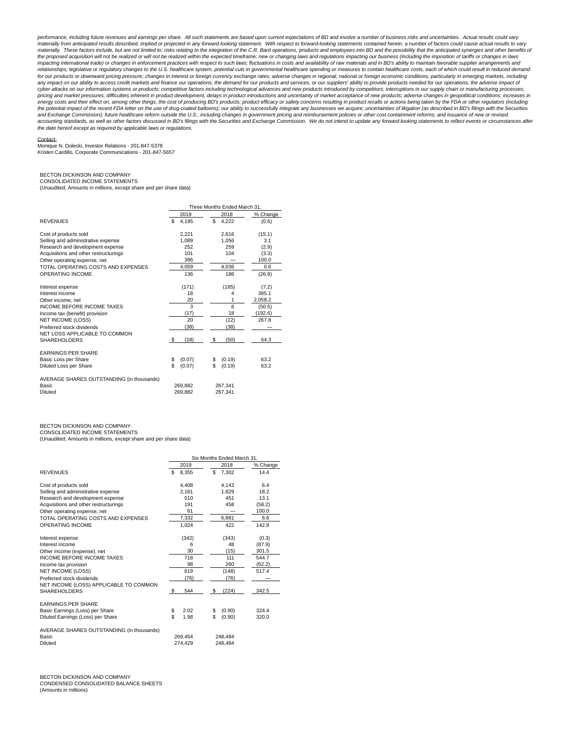*performance, including future revenues and earnings per share. All such statements are based upon current expectations of BD and involve a number of business risks and uncertainties. Actual results could vary materially from anticipated results described, implied or projected in any forward-looking statement. With respect to forward-looking statements contained herein, a number of factors could cause actual results to vary materially. These factors include, but are not limited to: risks relating to the integration of the C.R. Bard operations, products and employees into BD and the possibility that the anticipated synergies and other benefits of the proposed acquisition will not be realized or will not be realized within the expected timeframe; new or changing laws and regulations impacting our business (including the imposition of tariffs or changes in laws impacting international trade) or changes in enforcement practices with respect to such laws; fluctuations in costs and availability of raw materials and in BD's ability to maintain favorable supplier arrangements and relationships; legislative or regulatory changes to the U.S. healthcare system, potential cuts in governmental healthcare spending or measures to contain healthcare costs, each of which could result in reduced demand for our products or downward pricing pressure; changes in interest or foreign currency exchange rates; adverse changes in regional, national or foreign economic conditions, particularly in emerging markets, including any impact on our ability to access credit markets and finance our operations, the demand for our products and services, or our suppliers' ability to provide products needed for our operations; the adverse impact of cyber-attacks on our information systems or products; competitive factors including technological advances and new products introduced by competitors; interruptions in our supply chain or manufacturing processes; pricing and market pressures; difficulties inherent in product development, delays in product introductions and uncertainty of market acceptance of new products; adverse changes in geopolitical conditions; increases in energy costs and their effect on, among other things, the cost of producing BD's products; product efficacy or safety concerns resulting in product recalls or actions being taken by the FDA or other regulators (including the potential impact of the recent FDA letter on the use of drug-coated balloons); our ability to successfully integrate any businesses we acquire; uncertainties of litigation (as described in BD's filings with the Securities and Exchange Commission); future healthcare reform outside the U.S., including changes in government pricing and reimbursement policies or other cost containment reforms; and issuance of new or revised accounting standards, as well as other factors discussed in BD's filings with the Securities and Exchange Commission. We do not intend to update any forward-looking statements to reflect events or circumstances after the date hereof except as required by applicable laws or regulations.*

Contact:
Monique N. Dolecki, Investor Relations - 201-847-5378
Kristen Cardillo, Corporate Communications - 201-847-5657

BECTON DICKINSON AND COMPANY
CONSOLIDATED INCOME STATEMENTS
(Unaudited; Amounts in millions, except share and per share data)

| | Three Months Ended March 31, | | |
|---|---|---|---|
| | 2019 | 2018 | % Change |
| REVENUES | $ 4,195 | $ 4,222 | (0.6) |
| | | | |
| Cost of products sold | 2,221 | 2,616 | (15.1) |
| Selling and administrative expense | 1,089 | 1,056 | 3.1 |
| Research and development expense | 252 | 259 | (2.9) |
| Acquisitions and other restructurings | 101 | 104 | (3.3) |
| Other operating expense, net | 396 | — | 100.0 |
| TOTAL OPERATING COSTS AND EXPENSES | 4,059 | 4,036 | 0.6 |
| OPERATING INCOME | 136 | 186 | (26.9) |
| | | | |
| Interest expense | (171) | (185) | (7.2) |
| Interest income | 18 | 4 | 385.1 |
| Other income, net | 20 | 1 | 2,058.2 |
| INCOME BEFORE INCOME TAXES | 3 | 6 | (50.5) |
| Income tax (benefit) provision | (17) | 18 | (192.6) |
| NET INCOME (LOSS) | 20 | (12) | 267.8 |
| Preferred stock dividends | (38) | (38) | — |
| NET LOSS APPLICABLE TO COMMON SHAREHOLDERS | $ (18) | $ (50) | 64.3 |
| | | | |
| EARNINGS PER SHARE | | | |
| Basic Loss per Share | $ (0.07) | $ (0.19) | 63.2 |
| Diluted Loss per Share | $ (0.07) | $ (0.19) | 63.2 |
| | | | |
| AVERAGE SHARES OUTSTANDING (in thousands) | | | |
| Basic | 269,882 | 267,341 | |
| Diluted | 269,882 | 267,341 | |

BECTON DICKINSON AND COMPANY
CONSOLIDATED INCOME STATEMENTS
(Unaudited; Amounts in millions, except share and per share data)

| | Six Months Ended March 31, | | |
|---|---|---|---|
| | 2019 | 2018 | % Change |
| REVENUES | $ 8,355 | $ 7,302 | 14.4 |
| | | | |
| Cost of products sold | 4,408 | 4,143 | 6.4 |
| Selling and administrative expense | 2,161 | 1,829 | 18.2 |
| Research and development expense | 510 | 451 | 13.1 |
| Acquisitions and other restructurings | 191 | 458 | (58.2) |
| Other operating expense, net | 61 | — | 100.0 |
| TOTAL OPERATING COSTS AND EXPENSES | 7,332 | 6,881 | 6.6 |
| OPERATING INCOME | 1,024 | 422 | 142.8 |
| | | | |
| Interest expense | (342) | (343) | (0.3) |
| Interest income | 6 | 48 | (87.9) |
| Other income (expense), net | 30 | (15) | 301.5 |
| INCOME BEFORE INCOME TAXES | 718 | 111 | 544.7 |
| Income tax provision | 98 | 260 | (62.2) |
| NET INCOME (LOSS) | 619 | (148) | 517.4 |
| Preferred stock dividends | (76) | (76) | — |
| NET INCOME (LOSS) APPLICABLE TO COMMON SHAREHOLDERS | $ 544 | $ (224) | 342.5 |
| | | | |
| EARNINGS PER SHARE | | | |
| Basic Earnings (Loss) per Share | $ 2.02 | $ (0.90) | 324.4 |
| Diluted Earnings (Loss) per Share | $ 1.98 | $ (0.90) | 320.0 |
| | | | |
| AVERAGE SHARES OUTSTANDING (in thousands) | | | |
| Basic | 269,454 | 248,484 | |
| Diluted | 274,429 | 248,484 | |

BECTON DICKINSON AND COMPANY
CONDENSED CONSOLIDATED BALANCE SHEETS
(Amounts in millions)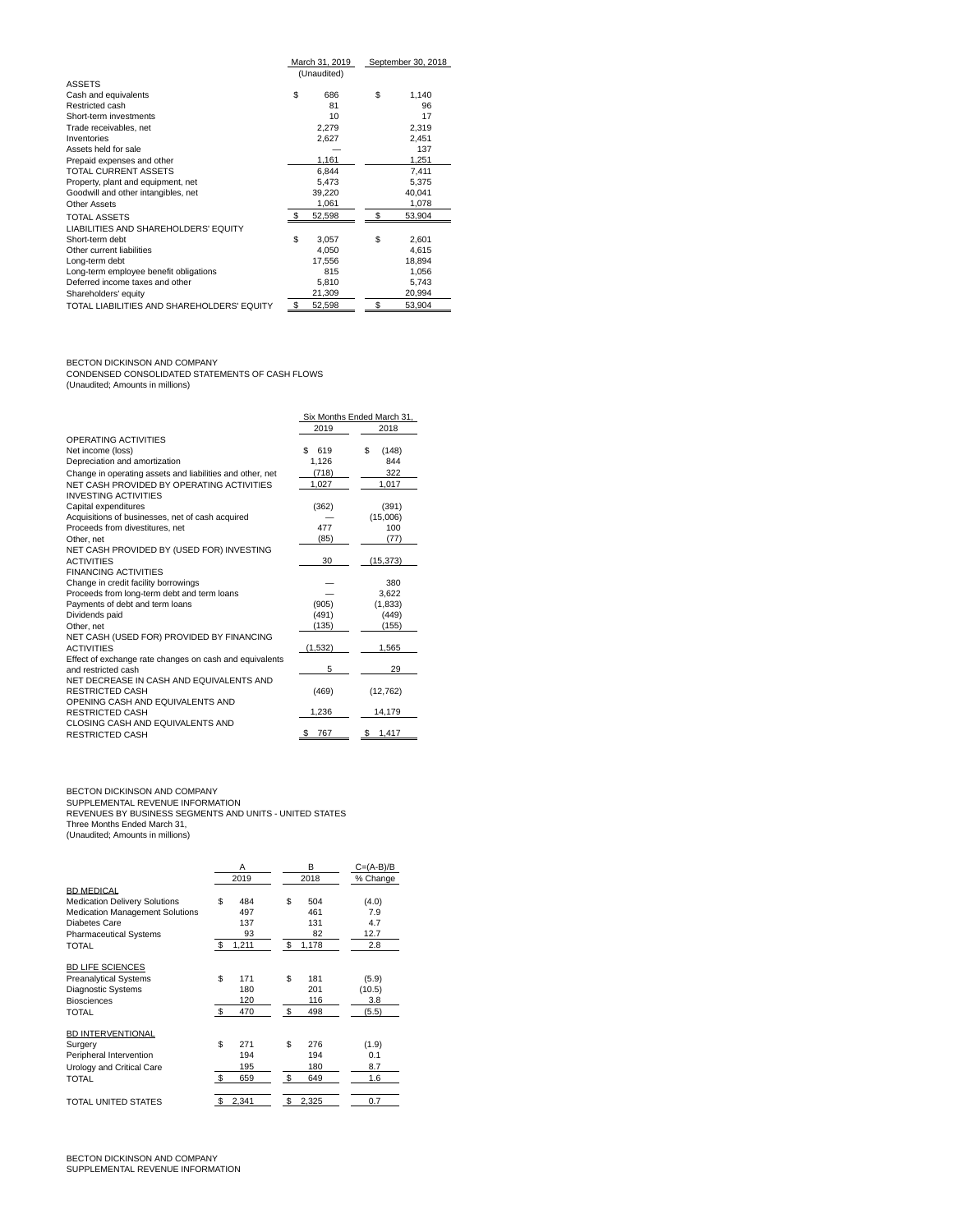| | March 31, 2019 | September 30, 2018 |
|---|---|---|
| | (Unaudited) | |
| ASSETS | | |
| Cash and equivalents | $ 686 | $ 1,140 |
| Restricted cash | 81 | 96 |
| Short-term investments | 10 | 17 |
| Trade receivables, net | 2,279 | 2,319 |
| Inventories | 2,627 | 2,451 |
| Assets held for sale | — | 137 |
| Prepaid expenses and other | 1,161 | 1,251 |
| TOTAL CURRENT ASSETS | 6,844 | 7,411 |
| Property, plant and equipment, net | 5,473 | 5,375 |
| Goodwill and other intangibles, net | 39,220 | 40,041 |
| Other Assets | 1,061 | 1,078 |
| TOTAL ASSETS | $ 52,598 | $ 53,904 |
| LIABILITIES AND SHAREHOLDERS' EQUITY | | |
| Short-term debt | $ 3,057 | $ 2,601 |
| Other current liabilities | 4,050 | 4,615 |
| Long-term debt | 17,556 | 18,894 |
| Long-term employee benefit obligations | 815 | 1,056 |
| Deferred income taxes and other | 5,810 | 5,743 |
| Shareholders' equity | 21,309 | 20,994 |
| TOTAL LIABILITIES AND SHAREHOLDERS' EQUITY | $ 52,598 | $ 53,904 |

BECTON DICKINSON AND COMPANY
CONDENSED CONSOLIDATED STATEMENTS OF CASH FLOWS
(Unaudited; Amounts in millions)

| | Six Months Ended March 31, | |
|---|---|---|
| | 2019 | 2018 |
| OPERATING ACTIVITIES | | |
| Net income (loss) | $ 619 | $ (148) |
| Depreciation and amortization | 1,126 | 844 |
| Change in operating assets and liabilities and other, net | (718) | 322 |
| NET CASH PROVIDED BY OPERATING ACTIVITIES | 1,027 | 1,017 |
| INVESTING ACTIVITIES | | |
| Capital expenditures | (362) | (391) |
| Acquisitions of businesses, net of cash acquired | — | (15,006) |
| Proceeds from divestitures, net | 477 | 100 |
| Other, net | (85) | (77) |
| NET CASH PROVIDED BY (USED FOR) INVESTING ACTIVITIES | 30 | (15,373) |
| FINANCING ACTIVITIES | | |
| Change in credit facility borrowings | — | 380 |
| Proceeds from long-term debt and term loans | — | 3,622 |
| Payments of debt and term loans | (905) | (1,833) |
| Dividends paid | (491) | (449) |
| Other, net | (135) | (155) |
| NET CASH (USED FOR) PROVIDED BY FINANCING ACTIVITIES | (1,532) | 1,565 |
| Effect of exchange rate changes on cash and equivalents and restricted cash | 5 | 29 |
| NET DECREASE IN CASH AND EQUIVALENTS AND RESTRICTED CASH | (469) | (12,762) |
| OPENING CASH AND EQUIVALENTS AND RESTRICTED CASH | 1,236 | 14,179 |
| CLOSING CASH AND EQUIVALENTS AND RESTRICTED CASH | $ 767 | $ 1,417 |

BECTON DICKINSON AND COMPANY
SUPPLEMENTAL REVENUE INFORMATION
REVENUES BY BUSINESS SEGMENTS AND UNITS - UNITED STATES
Three Months Ended March 31,
(Unaudited; Amounts in millions)

| | A | B | C=(A-B)/B |
|---|---|---|---|
| | 2019 | 2018 | % Change |
| BD MEDICAL | | | |
| Medication Delivery Solutions | $ 484 | $ 504 | (4.0) |
| Medication Management Solutions | 497 | 461 | 7.9 |
| Diabetes Care | 137 | 131 | 4.7 |
| Pharmaceutical Systems | 93 | 82 | 12.7 |
| TOTAL | $ 1,211 | $ 1,178 | 2.8 |
| | | | |
| BD LIFE SCIENCES | | | |
| Preanalytical Systems | $ 171 | $ 181 | (5.9) |
| Diagnostic Systems | 180 | 201 | (10.5) |
| Biosciences | 120 | 116 | 3.8 |
| TOTAL | $ 470 | $ 498 | (5.5) |
| | | | |
| BD INTERVENTIONAL | | | |
| Surgery | $ 271 | $ 276 | (1.9) |
| Peripheral Intervention | 194 | 194 | 0.1 |
| Urology and Critical Care | 195 | 180 | 8.7 |
| TOTAL | $ 659 | $ 649 | 1.6 |
| | | | |
| TOTAL UNITED STATES | $ 2,341 | $ 2,325 | 0.7 |

BECTON DICKINSON AND COMPANY
SUPPLEMENTAL REVENUE INFORMATION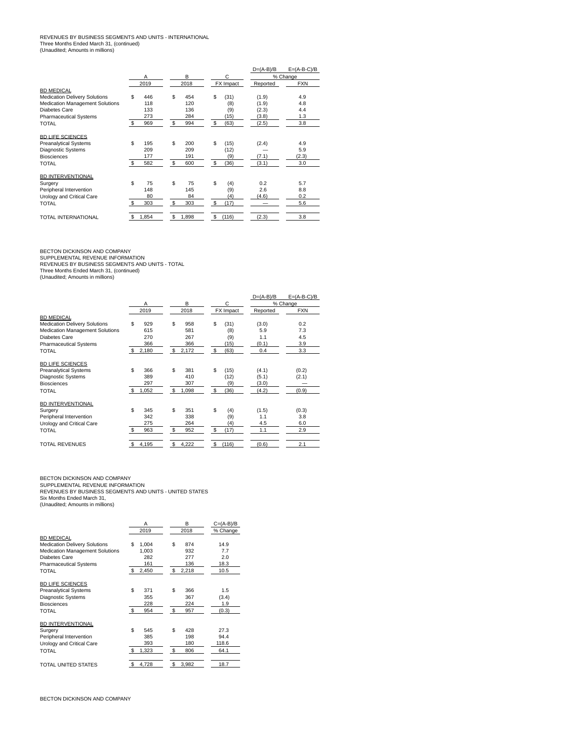REVENUES BY BUSINESS SEGMENTS AND UNITS - INTERNATIONAL
Three Months Ended March 31, (continued)
(Unaudited; Amounts in millions)

| | A | B | C | D=(A-B)/B | E=(A-B-C)/B |
|---|---|---|---|---|---|
| | | | | % Change | |
| | 2019 | 2018 | FX Impact | Reported | FXN |
| BD MEDICAL | | | | | |
| Medication Delivery Solutions | $ 446 | $ 454 | $ (31) | (1.9) | 4.9 |
| Medication Management Solutions | 118 | 120 | (8) | (1.9) | 4.8 |
| Diabetes Care | 133 | 136 | (9) | (2.3) | 4.4 |
| Pharmaceutical Systems | 273 | 284 | (15) | (3.8) | 1.3 |
| TOTAL | $ 969 | $ 994 | $ (63) | (2.5) | 3.8 |
| BD LIFE SCIENCES | | | | | |
| Preanalytical Systems | $ 195 | $ 200 | $ (15) | (2.4) | 4.9 |
| Diagnostic Systems | 209 | 209 | (12) | — | 5.9 |
| Biosciences | 177 | 191 | (9) | (7.1) | (2.3) |
| TOTAL | $ 582 | $ 600 | $ (36) | (3.1) | 3.0 |
| BD INTERVENTIONAL | | | | | |
| Surgery | $ 75 | $ 75 | $ (4) | 0.2 | 5.7 |
| Peripheral Intervention | 148 | 145 | (9) | 2.6 | 8.8 |
| Urology and Critical Care | 80 | 84 | (4) | (4.6) | 0.2 |
| TOTAL | $ 303 | $ 303 | $ (17) | — | 5.6 |
| TOTAL INTERNATIONAL | $ 1,854 | $ 1,898 | $ (116) | (2.3) | 3.8 |

BECTON DICKINSON AND COMPANY
SUPPLEMENTAL REVENUE INFORMATION
REVENUES BY BUSINESS SEGMENTS AND UNITS - TOTAL
Three Months Ended March 31, (continued)
(Unaudited; Amounts in millions)

| | A | B | C | D=(A-B)/B | E=(A-B-C)/B |
|---|---|---|---|---|---|
| | | | | % Change | |
| | 2019 | 2018 | FX Impact | Reported | FXN |
| BD MEDICAL | | | | | |
| Medication Delivery Solutions | $ 929 | $ 958 | $ (31) | (3.0) | 0.2 |
| Medication Management Solutions | 615 | 581 | (8) | 5.9 | 7.3 |
| Diabetes Care | 270 | 267 | (9) | 1.1 | 4.5 |
| Pharmaceutical Systems | 366 | 366 | (15) | (0.1) | 3.9 |
| TOTAL | $ 2,180 | $ 2,172 | $ (63) | 0.4 | 3.3 |
| BD LIFE SCIENCES | | | | | |
| Preanalytical Systems | $ 366 | $ 381 | $ (15) | (4.1) | (0.2) |
| Diagnostic Systems | 389 | 410 | (12) | (5.1) | (2.1) |
| Biosciences | 297 | 307 | (9) | (3.0) | — |
| TOTAL | $ 1,052 | $ 1,098 | $ (36) | (4.2) | (0.9) |
| BD INTERVENTIONAL | | | | | |
| Surgery | $ 345 | $ 351 | $ (4) | (1.5) | (0.3) |
| Peripheral Intervention | 342 | 338 | (9) | 1.1 | 3.8 |
| Urology and Critical Care | 275 | 264 | (4) | 4.5 | 6.0 |
| TOTAL | $ 963 | $ 952 | $ (17) | 1.1 | 2.9 |
| TOTAL REVENUES | $ 4,195 | $ 4,222 | $ (116) | (0.6) | 2.1 |

BECTON DICKINSON AND COMPANY
SUPPLEMENTAL REVENUE INFORMATION
REVENUES BY BUSINESS SEGMENTS AND UNITS - UNITED STATES
Six Months Ended March 31,
(Unaudited; Amounts in millions)

| | A | B | C=(A-B)/B |
|---|---|---|---|
| | 2019 | 2018 | % Change |
| BD MEDICAL | | | |
| Medication Delivery Solutions | $ 1,004 | $ 874 | 14.9 |
| Medication Management Solutions | 1,003 | 932 | 7.7 |
| Diabetes Care | 282 | 277 | 2.0 |
| Pharmaceutical Systems | 161 | 136 | 18.3 |
| TOTAL | $ 2,450 | $ 2,218 | 10.5 |
| BD LIFE SCIENCES | | | |
| Preanalytical Systems | $ 371 | $ 366 | 1.5 |
| Diagnostic Systems | 355 | 367 | (3.4) |
| Biosciences | 228 | 224 | 1.9 |
| TOTAL | $ 954 | $ 957 | (0.3) |
| BD INTERVENTIONAL | | | |
| Surgery | $ 545 | $ 428 | 27.3 |
| Peripheral Intervention | 385 | 198 | 94.4 |
| Urology and Critical Care | 393 | 180 | 118.6 |
| TOTAL | $ 1,323 | $ 806 | 64.1 |
| TOTAL UNITED STATES | $ 4,728 | $ 3,982 | 18.7 |

BECTON DICKINSON AND COMPANY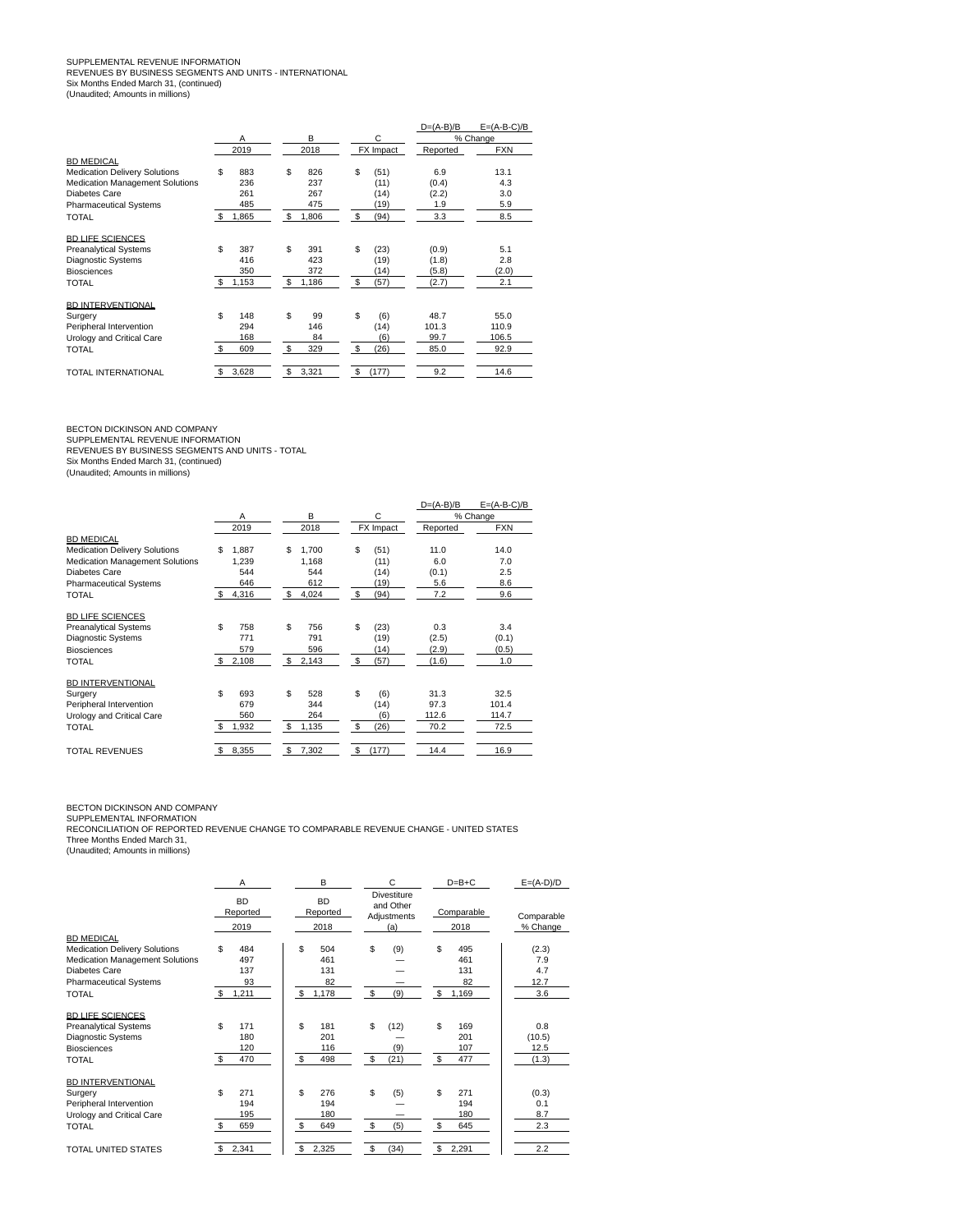SUPPLEMENTAL REVENUE INFORMATION
REVENUES BY BUSINESS SEGMENTS AND UNITS - INTERNATIONAL
Six Months Ended March 31, (continued)
(Unaudited; Amounts in millions)

| | A | B | C | D=(A-B)/B | E=(A-B-C)/B |
|---|---|---|---|---|---|
| | | | | % Change | |
| | 2019 | 2018 | FX Impact | Reported | FXN |
| **BD MEDICAL** | | | | | |
| Medication Delivery Solutions | $ 883 | $ 826 | $ (51) | 6.9 | 13.1 |
| Medication Management Solutions | 236 | 237 | (11) | (0.4) | 4.3 |
| Diabetes Care | 261 | 267 | (14) | (2.2) | 3.0 |
| Pharmaceutical Systems | 485 | 475 | (19) | 1.9 | 5.9 |
| TOTAL | $ 1,865 | $ 1,806 | $ (94) | 3.3 | 8.5 |
| **BD LIFE SCIENCES** | | | | | |
| Preanalytical Systems | $ 387 | $ 391 | $ (23) | (0.9) | 5.1 |
| Diagnostic Systems | 416 | 423 | (19) | (1.8) | 2.8 |
| Biosciences | 350 | 372 | (14) | (5.8) | (2.0) |
| TOTAL | $ 1,153 | $ 1,186 | $ (57) | (2.7) | 2.1 |
| **BD INTERVENTIONAL** | | | | | |
| Surgery | $ 148 | $ 99 | $ (6) | 48.7 | 55.0 |
| Peripheral Intervention | 294 | 146 | (14) | 101.3 | 110.9 |
| Urology and Critical Care | 168 | 84 | (6) | 99.7 | 106.5 |
| TOTAL | $ 609 | $ 329 | $ (26) | 85.0 | 92.9 |
| TOTAL INTERNATIONAL | $ 3,628 | $ 3,321 | $ (177) | 9.2 | 14.6 |

BECTON DICKINSON AND COMPANY
SUPPLEMENTAL REVENUE INFORMATION
REVENUES BY BUSINESS SEGMENTS AND UNITS - TOTAL
Six Months Ended March 31, (continued)
(Unaudited; Amounts in millions)

| | A | B | C | D=(A-B)/B | E=(A-B-C)/B |
|---|---|---|---|---|---|
| | | | | % Change | |
| | 2019 | 2018 | FX Impact | Reported | FXN |
| **BD MEDICAL** | | | | | |
| Medication Delivery Solutions | $ 1,887 | $ 1,700 | $ (51) | 11.0 | 14.0 |
| Medication Management Solutions | 1,239 | 1,168 | (11) | 6.0 | 7.0 |
| Diabetes Care | 544 | 544 | (14) | (0.1) | 2.5 |
| Pharmaceutical Systems | 646 | 612 | (19) | 5.6 | 8.6 |
| TOTAL | $ 4,316 | $ 4,024 | $ (94) | 7.2 | 9.6 |
| **BD LIFE SCIENCES** | | | | | |
| Preanalytical Systems | $ 758 | $ 756 | $ (23) | 0.3 | 3.4 |
| Diagnostic Systems | 771 | 791 | (19) | (2.5) | (0.1) |
| Biosciences | 579 | 596 | (14) | (2.9) | (0.5) |
| TOTAL | $ 2,108 | $ 2,143 | $ (57) | (1.6) | 1.0 |
| **BD INTERVENTIONAL** | | | | | |
| Surgery | $ 693 | $ 528 | $ (6) | 31.3 | 32.5 |
| Peripheral Intervention | 679 | 344 | (14) | 97.3 | 101.4 |
| Urology and Critical Care | 560 | 264 | (6) | 112.6 | 114.7 |
| TOTAL | $ 1,932 | $ 1,135 | $ (26) | 70.2 | 72.5 |
| TOTAL REVENUES | $ 8,355 | $ 7,302 | $ (177) | 14.4 | 16.9 |

BECTON DICKINSON AND COMPANY
SUPPLEMENTAL INFORMATION
RECONCILIATION OF REPORTED REVENUE CHANGE TO COMPARABLE REVENUE CHANGE - UNITED STATES
Three Months Ended March 31,
(Unaudited; Amounts in millions)

| | A | B | C | D=B+C | E=(A-D)/D |
|---|---|---|---|---|---|
| | BD Reported | BD Reported | Divestiture and Other Adjustments | Comparable | Comparable |
| | 2019 | 2018 | (a) | 2018 | % Change |
| **BD MEDICAL** | | | | | |
| Medication Delivery Solutions | $ 484 | $ 504 | $ (9) | $ 495 | (2.3) |
| Medication Management Solutions | 497 | 461 | — | 461 | 7.9 |
| Diabetes Care | 137 | 131 | — | 131 | 4.7 |
| Pharmaceutical Systems | 93 | 82 | — | 82 | 12.7 |
| TOTAL | $ 1,211 | $ 1,178 | $ (9) | $ 1,169 | 3.6 |
| **BD LIFE SCIENCES** | | | | | |
| Preanalytical Systems | $ 171 | $ 181 | $ (12) | $ 169 | 0.8 |
| Diagnostic Systems | 180 | 201 | — | 201 | (10.5) |
| Biosciences | 120 | 116 | (9) | 107 | 12.5 |
| TOTAL | $ 470 | $ 498 | $ (21) | $ 477 | (1.3) |
| **BD INTERVENTIONAL** | | | | | |
| Surgery | $ 271 | $ 276 | $ (5) | $ 271 | (0.3) |
| Peripheral Intervention | 194 | 194 | — | 194 | 0.1 |
| Urology and Critical Care | 195 | 180 | — | 180 | 8.7 |
| TOTAL | $ 659 | $ 649 | $ (5) | $ 645 | 2.3 |
| TOTAL UNITED STATES | $ 2,341 | $ 2,325 | $ (34) | $ 2,291 | 2.2 |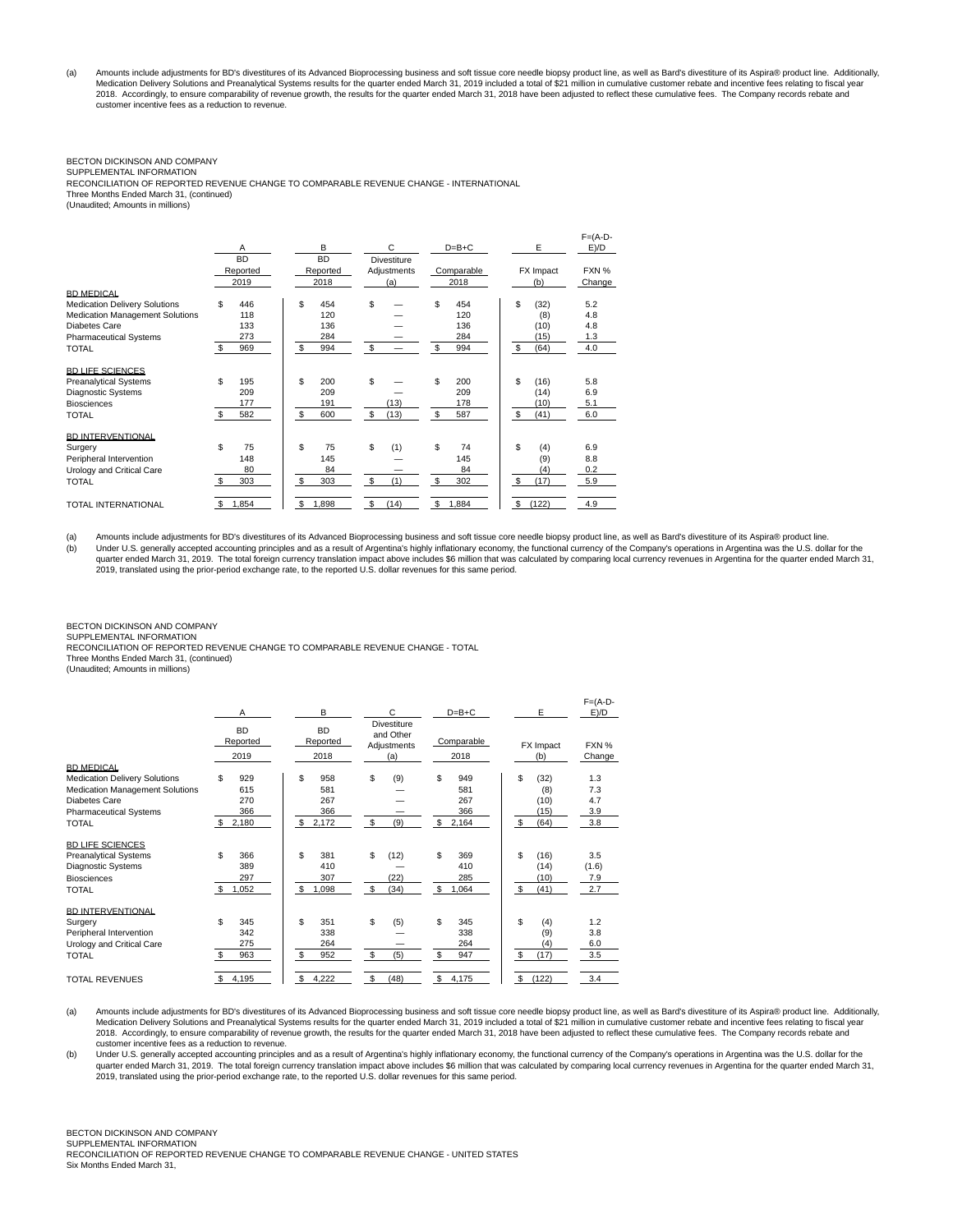(a) Amounts include adjustments for BD's divestitures of its Advanced Bioprocessing business and soft tissue core needle biopsy product line, as well as Bard's divestiture of its Aspira® product line. Additionally, Medication Delivery Solutions and Preanalytical Systems results for the quarter ended March 31, 2019 included a total of $21 million in cumulative customer rebate and incentive fees relating to fiscal year 2018. Accordingly, to ensure comparability of revenue growth, the results for the quarter ended March 31, 2018 have been adjusted to reflect these cumulative fees. The Company records rebate and customer incentive fees as a reduction to revenue.

BECTON DICKINSON AND COMPANY
SUPPLEMENTAL INFORMATION
RECONCILIATION OF REPORTED REVENUE CHANGE TO COMPARABLE REVENUE CHANGE - INTERNATIONAL
Three Months Ended March 31, (continued)
(Unaudited; Amounts in millions)

| | A | B | C | D=B+C | E | F=(A-D-E)/D |
|---|---|---|---|---|---|---|
| | BD Reported 2019 | BD Reported 2018 | Divestiture Adjustments (a) | Comparable 2018 | FX Impact (b) | FXN % Change |
| **BD MEDICAL** | | | | | | |
| Medication Delivery Solutions | $ 446 | $ 454 | $ — | $ 454 | $ (32) | 5.2 |
| Medication Management Solutions | 118 | 120 | — | 120 | (8) | 4.8 |
| Diabetes Care | 133 | 136 | — | 136 | (10) | 4.8 |
| Pharmaceutical Systems | 273 | 284 | — | 284 | (15) | 1.3 |
| TOTAL | $ 969 | $ 994 | $ — | $ 994 | $ (64) | 4.0 |
| **BD LIFE SCIENCES** | | | | | | |
| Preanalytical Systems | $ 195 | $ 200 | $ — | $ 200 | $ (16) | 5.8 |
| Diagnostic Systems | 209 | 209 | — | 209 | (14) | 6.9 |
| Biosciences | 177 | 191 | (13) | 178 | (10) | 5.1 |
| TOTAL | $ 582 | $ 600 | $ (13) | $ 587 | $ (41) | 6.0 |
| **BD INTERVENTIONAL** | | | | | | |
| Surgery | $ 75 | $ 75 | $ (1) | $ 74 | $ (4) | 6.9 |
| Peripheral Intervention | 148 | 145 | — | 145 | (9) | 8.8 |
| Urology and Critical Care | 80 | 84 | — | 84 | (4) | 0.2 |
| TOTAL | $ 303 | $ 303 | $ (1) | $ 302 | $ (17) | 5.9 |
| TOTAL INTERNATIONAL | $ 1,854 | $ 1,898 | $ (14) | $ 1,884 | $ (122) | 4.9 |

(a) Amounts include adjustments for BD's divestitures of its Advanced Bioprocessing business and soft tissue core needle biopsy product line, as well as Bard's divestiture of its Aspira® product line.
(b) Under U.S. generally accepted accounting principles and as a result of Argentina's highly inflationary economy, the functional currency of the Company's operations in Argentina was the U.S. dollar for the quarter ended March 31, 2019. The total foreign currency translation impact above includes $6 million that was calculated by comparing local currency revenues in Argentina for the quarter ended March 31, 2019, translated using the prior-period exchange rate, to the reported U.S. dollar revenues for this same period.

BECTON DICKINSON AND COMPANY
SUPPLEMENTAL INFORMATION
RECONCILIATION OF REPORTED REVENUE CHANGE TO COMPARABLE REVENUE CHANGE - TOTAL
Three Months Ended March 31, (continued)
(Unaudited; Amounts in millions)

| | A | B | C | D=B+C | E | F=(A-D-E)/D |
|---|---|---|---|---|---|---|
| | BD Reported 2019 | BD Reported 2018 | Divestiture and Other Adjustments (a) | Comparable 2018 | FX Impact (b) | FXN % Change |
| **BD MEDICAL** | | | | | | |
| Medication Delivery Solutions | $ 929 | $ 958 | $ (9) | $ 949 | $ (32) | 1.3 |
| Medication Management Solutions | 615 | 581 | — | 581 | (8) | 7.3 |
| Diabetes Care | 270 | 267 | — | 267 | (10) | 4.7 |
| Pharmaceutical Systems | 366 | 366 | — | 366 | (15) | 3.9 |
| TOTAL | $ 2,180 | $ 2,172 | $ (9) | $ 2,164 | $ (64) | 3.8 |
| **BD LIFE SCIENCES** | | | | | | |
| Preanalytical Systems | $ 366 | $ 381 | $ (12) | $ 369 | $ (16) | 3.5 |
| Diagnostic Systems | 389 | 410 | — | 410 | (14) | (1.6) |
| Biosciences | 297 | 307 | (22) | 285 | (10) | 7.9 |
| TOTAL | $ 1,052 | $ 1,098 | $ (34) | $ 1,064 | $ (41) | 2.7 |
| **BD INTERVENTIONAL** | | | | | | |
| Surgery | $ 345 | $ 351 | $ (5) | $ 345 | $ (4) | 1.2 |
| Peripheral Intervention | 342 | 338 | — | 338 | (9) | 3.8 |
| Urology and Critical Care | 275 | 264 | — | 264 | (4) | 6.0 |
| TOTAL | $ 963 | $ 952 | $ (5) | $ 947 | $ (17) | 3.5 |
| TOTAL REVENUES | $ 4,195 | $ 4,222 | $ (48) | $ 4,175 | $ (122) | 3.4 |

(a) Amounts include adjustments for BD's divestitures of its Advanced Bioprocessing business and soft tissue core needle biopsy product line, as well as Bard's divestiture of its Aspira® product line. Additionally, Medication Delivery Solutions and Preanalytical Systems results for the quarter ended March 31, 2019 included a total of $21 million in cumulative customer rebate and incentive fees relating to fiscal year 2018. Accordingly, to ensure comparability of revenue growth, the results for the quarter ended March 31, 2018 have been adjusted to reflect these cumulative fees. The Company records rebate and customer incentive fees as a reduction to revenue.
(b) Under U.S. generally accepted accounting principles and as a result of Argentina's highly inflationary economy, the functional currency of the Company's operations in Argentina was the U.S. dollar for the quarter ended March 31, 2019. The total foreign currency translation impact above includes $6 million that was calculated by comparing local currency revenues in Argentina for the quarter ended March 31, 2019, translated using the prior-period exchange rate, to the reported U.S. dollar revenues for this same period.

BECTON DICKINSON AND COMPANY
SUPPLEMENTAL INFORMATION
RECONCILIATION OF REPORTED REVENUE CHANGE TO COMPARABLE REVENUE CHANGE - UNITED STATES
Six Months Ended March 31,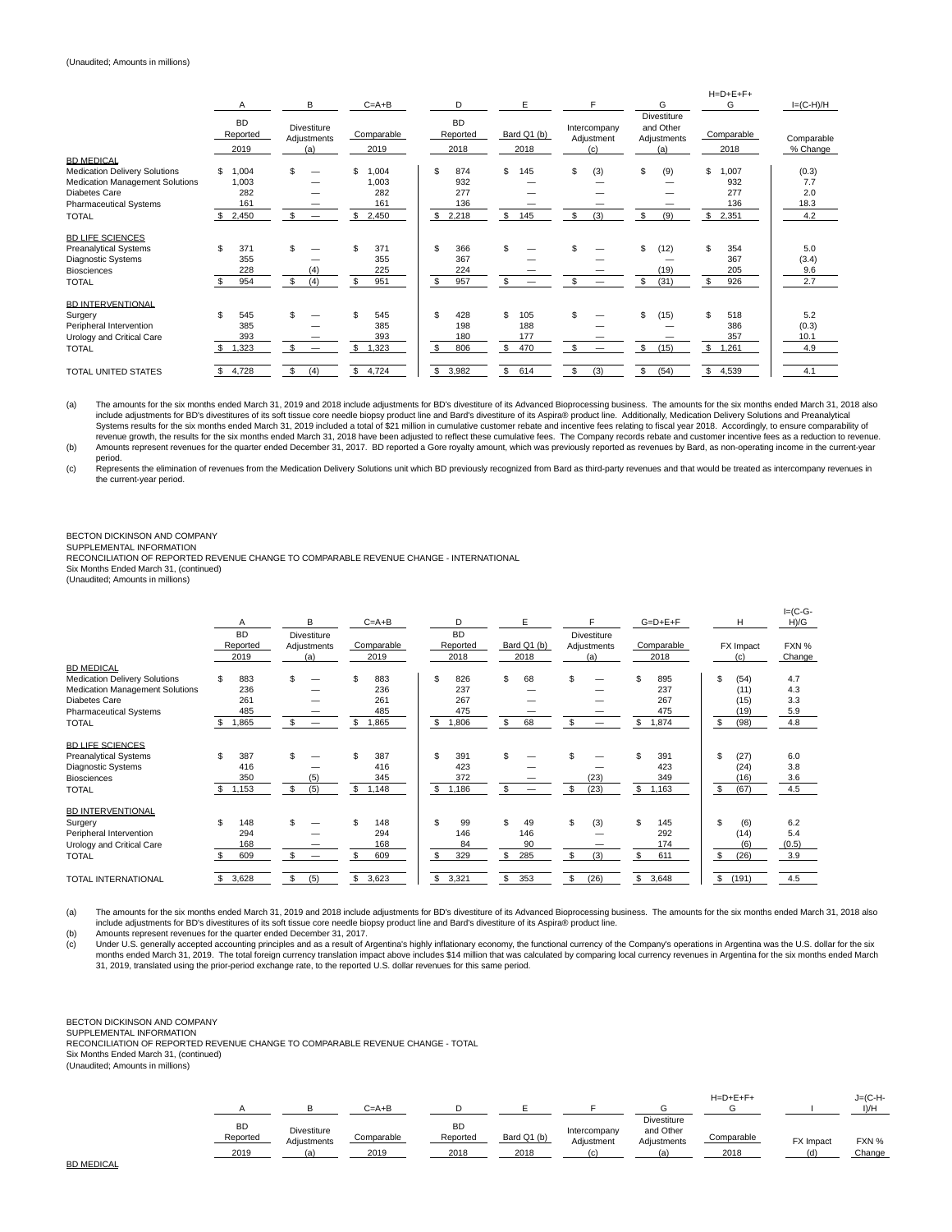(Unaudited; Amounts in millions)

| | A | B | C=A+B | D | E | F | G | H=D+E+F+G | I=(C-H)/H |
|---|---|---|---|---|---|---|---|---|---|
| | BD Reported | Divestiture Adjustments | Comparable | BD Reported | Bard Q1 (b) | Intercompany Adjustment | Divestiture and Other Adjustments | Comparable | Comparable % Change |
| | 2019 | (a) | 2019 | 2018 | 2018 | (c) | (a) | 2018 | |
| BD MEDICAL | | | | | | | | | |
| Medication Delivery Solutions | $ 1,004 | $ — | $ 1,004 | $ 874 | $ 145 | $ (3) | $ (9) | $ 1,007 | (0.3) |
| Medication Management Solutions | 1,003 | — | 1,003 | 932 | — | — | — | 932 | 7.7 |
| Diabetes Care | 282 | — | 282 | 277 | — | — | — | 277 | 2.0 |
| Pharmaceutical Systems | 161 | — | 161 | 136 | — | — | — | 136 | 18.3 |
| TOTAL | $ 2,450 | $ — | $ 2,450 | $ 2,218 | $ 145 | $ (3) | $ (9) | $ 2,351 | 4.2 |
| BD LIFE SCIENCES | | | | | | | | | |
| Preanalytical Systems | $ 371 | $ — | $ 371 | $ 366 | $ — | $ — | $ (12) | $ 354 | 5.0 |
| Diagnostic Systems | 355 | — | 355 | 367 | — | — | — | 367 | (3.4) |
| Biosciences | 228 | (4) | 225 | 224 | — | — | (19) | 205 | 9.6 |
| TOTAL | $ 954 | $ (4) | $ 951 | $ 957 | $ — | $ — | $ (31) | $ 926 | 2.7 |
| BD INTERVENTIONAL | | | | | | | | | |
| Surgery | $ 545 | $ — | $ 545 | $ 428 | $ 105 | $ — | $ (15) | $ 518 | 5.2 |
| Peripheral Intervention | 385 | — | 385 | 198 | 188 | — | — | 386 | (0.3) |
| Urology and Critical Care | 393 | — | 393 | 180 | 177 | — | — | 357 | 10.1 |
| TOTAL | $ 1,323 | $ — | $ 1,323 | $ 806 | $ 470 | $ — | $ (15) | $ 1,261 | 4.9 |
| TOTAL UNITED STATES | $ 4,728 | $ (4) | $ 4,724 | $ 3,982 | $ 614 | $ (3) | $ (54) | $ 4,539 | 4.1 |

(a) The amounts for the six months ended March 31, 2019 and 2018 include adjustments for BD's divestiture of its Advanced Bioprocessing business. The amounts for the six months ended March 31, 2018 also include adjustments for BD's divestitures of its soft tissue core needle biopsy product line and Bard's divestiture of its Aspira® product line. Additionally, Medication Delivery Solutions and Preanalytical Systems results for the six months ended March 31, 2019 included a total of $21 million in cumulative customer rebate and incentive fees relating to fiscal year 2018. Accordingly, to ensure comparability of revenue growth, the results for the six months ended March 31, 2018 have been adjusted to reflect these cumulative fees. The Company records rebate and customer incentive fees as a reduction to revenue.

(b) Amounts represent revenues for the quarter ended December 31, 2017. BD reported a Gore royalty amount, which was previously reported as revenues by Bard, as non-operating income in the current-year period.

(c) Represents the elimination of revenues from the Medication Delivery Solutions unit which BD previously recognized from Bard as third-party revenues and that would be treated as intercompany revenues in the current-year period.

BECTON DICKINSON AND COMPANY
SUPPLEMENTAL INFORMATION
RECONCILIATION OF REPORTED REVENUE CHANGE TO COMPARABLE REVENUE CHANGE - INTERNATIONAL
Six Months Ended March 31, (continued)
(Unaudited; Amounts in millions)

| | A | B | C=A+B | D | E | F | G=D+E+F | H | I=(C-G-H)/G |
|---|---|---|---|---|---|---|---|---|---|
| | BD Reported | Divestiture Adjustments | Comparable | BD Reported | Bard Q1 (b) | Divestiture Adjustments | Comparable | FX Impact | FXN % |
| | 2019 | (a) | 2019 | 2018 | 2018 | (a) | 2018 | (c) | Change |
| BD MEDICAL | | | | | | | | | |
| Medication Delivery Solutions | $ 883 | $ — | $ 883 | $ 826 | $ 68 | $ — | $ 895 | $ (54) | 4.7 |
| Medication Management Solutions | 236 | — | 236 | 237 | — | — | 237 | (11) | 4.3 |
| Diabetes Care | 261 | — | 261 | 267 | — | — | 267 | (15) | 3.3 |
| Pharmaceutical Systems | 485 | — | 485 | 475 | — | — | 475 | (19) | 5.9 |
| TOTAL | $ 1,865 | $ — | $ 1,865 | $ 1,806 | $ 68 | $ — | $ 1,874 | $ (98) | 4.8 |
| BD LIFE SCIENCES | | | | | | | | | |
| Preanalytical Systems | $ 387 | $ — | $ 387 | $ 391 | $ — | $ — | $ 391 | $ (27) | 6.0 |
| Diagnostic Systems | 416 | — | 416 | 423 | — | — | 423 | (24) | 3.8 |
| Biosciences | 350 | (5) | 345 | 372 | — | (23) | 349 | (16) | 3.6 |
| TOTAL | $ 1,153 | $ (5) | $ 1,148 | $ 1,186 | $ — | $ (23) | $ 1,163 | $ (67) | 4.5 |
| BD INTERVENTIONAL | | | | | | | | | |
| Surgery | $ 148 | $ — | $ 148 | $ 99 | $ 49 | $ (3) | $ 145 | $ (6) | 6.2 |
| Peripheral Intervention | 294 | — | 294 | 146 | 146 | — | 292 | (14) | 5.4 |
| Urology and Critical Care | 168 | — | 168 | 84 | 90 | — | 174 | (6) | (0.5) |
| TOTAL | $ 609 | $ — | $ 609 | $ 329 | $ 285 | $ (3) | $ 611 | $ (26) | 3.9 |
| TOTAL INTERNATIONAL | $ 3,628 | $ (5) | $ 3,623 | $ 3,321 | $ 353 | $ (26) | $ 3,648 | $ (191) | 4.5 |

(a) The amounts for the six months ended March 31, 2019 and 2018 include adjustments for BD's divestiture of its Advanced Bioprocessing business. The amounts for the six months ended March 31, 2018 also include adjustments for BD's divestitures of its soft tissue core needle biopsy product line and Bard's divestiture of its Aspira® product line.

(b) Amounts represent revenues for the quarter ended December 31, 2017.

(c) Under U.S. generally accepted accounting principles and as a result of Argentina's highly inflationary economy, the functional currency of the Company's operations in Argentina was the U.S. dollar for the six months ended March 31, 2019. The total foreign currency translation impact above includes $14 million that was calculated by comparing local currency revenues in Argentina for the six months ended March 31, 2019, translated using the prior-period exchange rate, to the reported U.S. dollar revenues for this same period.

BECTON DICKINSON AND COMPANY
SUPPLEMENTAL INFORMATION
RECONCILIATION OF REPORTED REVENUE CHANGE TO COMPARABLE REVENUE CHANGE - TOTAL
Six Months Ended March 31, (continued)
(Unaudited; Amounts in millions)

| | A | B | C=A+B | D | E | F | G | H=D+E+F+G | I | J=(C-H-I)/H |
|---|---|---|---|---|---|---|---|---|---|---|
| | BD Reported | Divestiture Adjustments | Comparable | BD Reported | Bard Q1 (b) | Intercompany Adjustment | Divestiture and Other Adjustments | Comparable | FX Impact | FXN % |
| | 2019 | (a) | 2019 | 2018 | 2018 | (c) | (a) | 2018 | (d) | Change |
| BD MEDICAL | | | | | | | | | | |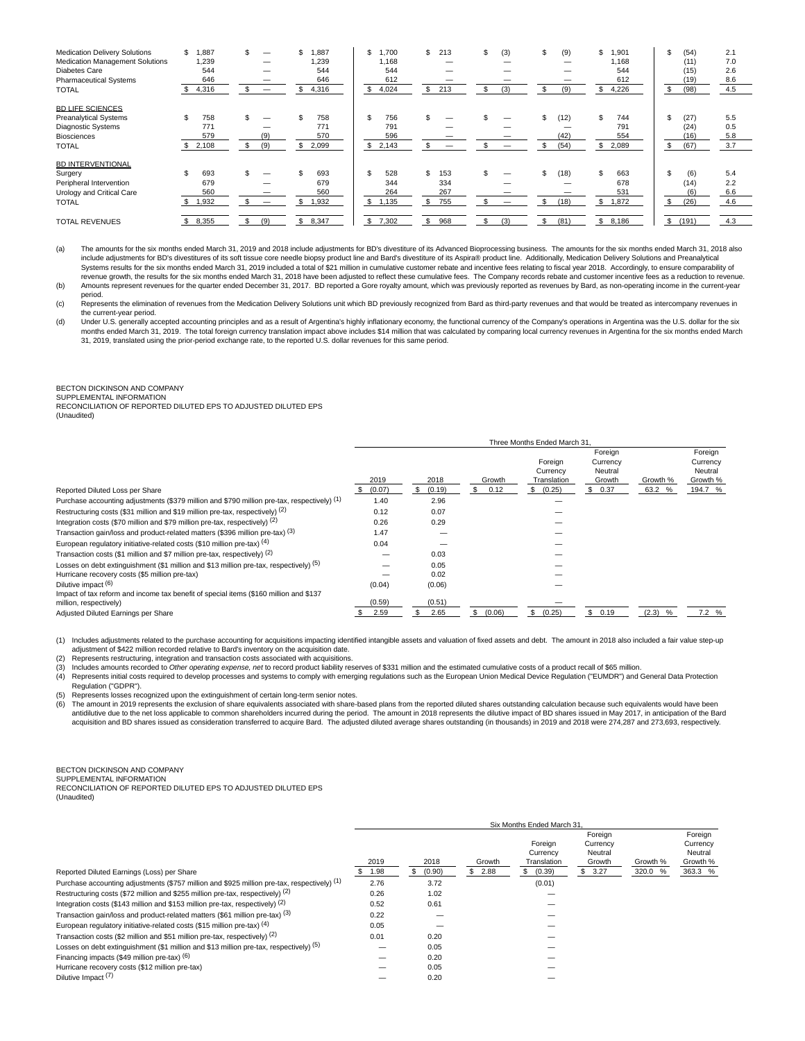| | | | | | | | | | | | |
|---|---|---|---|---|---|---|---|---|---|---|---|
| Medication Delivery Solutions | $ 1,887 | $ — | $ 1,887 | $ 1,700 | $ 213 | $ (3) | $ (9) | $ 1,901 | | $ (54) | 2.1 |
| Medication Management Solutions | 1,239 | — | 1,239 | 1,168 | — | — | — | 1,168 | | (11) | 7.0 |
| Diabetes Care | 544 | — | 544 | 544 | — | — | — | 544 | | (15) | 2.6 |
| Pharmaceutical Systems | 646 | — | 646 | 612 | — | — | — | 612 | | (19) | 8.6 |
| TOTAL | $ 4,316 | $ — | $ 4,316 | $ 4,024 | $ 213 | $ (3) | $ (9) | $ 4,226 | | $ (98) | 4.5 |
| **BD LIFE SCIENCES** | | | | | | | | | | | |
| Preanalytical Systems | $ 758 | $ — | $ 758 | $ 756 | $ — | $ — | $ (12) | $ 744 | | $ (27) | 5.5 |
| Diagnostic Systems | 771 | — | 771 | 791 | — | — | — | 791 | | (24) | 0.5 |
| Biosciences | 579 | (9) | 570 | 596 | — | — | (42) | 554 | | (16) | 5.8 |
| TOTAL | $ 2,108 | $ (9) | $ 2,099 | $ 2,143 | $ — | $ — | $ (54) | $ 2,089 | | $ (67) | 3.7 |
| **BD INTERVENTIONAL** | | | | | | | | | | | |
| Surgery | $ 693 | $ — | $ 693 | $ 528 | $ 153 | $ — | $ (18) | $ 663 | | $ (6) | 5.4 |
| Peripheral Intervention | 679 | — | 679 | 344 | 334 | — | — | 678 | | (14) | 2.2 |
| Urology and Critical Care | 560 | — | 560 | 264 | 267 | — | — | 531 | | (6) | 6.6 |
| TOTAL | $ 1,932 | $ — | $ 1,932 | $ 1,135 | $ 755 | $ — | $ (18) | $ 1,872 | | $ (26) | 4.6 |
| TOTAL REVENUES | $ 8,355 | $ (9) | $ 8,347 | $ 7,302 | $ 968 | $ (3) | $ (81) | $ 8,186 | | $ (191) | 4.3 |

(a) The amounts for the six months ended March 31, 2019 and 2018 include adjustments for BD's divestiture of its Advanced Bioprocessing business. The amounts for the six months ended March 31, 2018 also include adjustments for BD's divestitures of its soft tissue core needle biopsy product line and Bard's divestiture of its Aspira® product line. Additionally, Medication Delivery Solutions and Preanalytical Systems results for the six months ended March 31, 2019 included a total of $21 million in cumulative customer rebate and incentive fees relating to fiscal year 2018. Accordingly, to ensure comparability of revenue growth, the results for the six months ended March 31, 2018 have been adjusted to reflect these cumulative fees. The Company records rebate and customer incentive fees as a reduction to revenue.

(b) Amounts represent revenues for the quarter ended December 31, 2017. BD reported a Gore royalty amount, which was previously reported as revenues by Bard, as non-operating income in the current-year period.

(c) Represents the elimination of revenues from the Medication Delivery Solutions unit which BD previously recognized from Bard as third-party revenues and that would be treated as intercompany revenues in the current-year period.

(d) Under U.S. generally accepted accounting principles and as a result of Argentina's highly inflationary economy, the functional currency of the Company's operations in Argentina was the U.S. dollar for the six months ended March 31, 2019. The total foreign currency translation impact above includes $14 million that was calculated by comparing local currency revenues in Argentina for the six months ended March 31, 2019, translated using the prior-period exchange rate, to the reported U.S. dollar revenues for this same period.

BECTON DICKINSON AND COMPANY
SUPPLEMENTAL INFORMATION
RECONCILIATION OF REPORTED DILUTED EPS TO ADJUSTED DILUTED EPS
(Unaudited)

| | Three Months Ended March 31, | | | | | | |
|---|---|---|---|---|---|---|---|
| | 2019 | 2018 | Growth | Foreign Currency Translation | Foreign Currency Neutral Growth | Growth % | Foreign Currency Neutral Growth % |
| Reported Diluted Loss per Share | $ (0.07) | $ (0.19) | $ 0.12 | $ (0.25) | $ 0.37 | 63.2 % | 194.7 % |
| Purchase accounting adjustments ($379 million and $790 million pre-tax, respectively) (1) | 1.40 | 2.96 | | — | | | |
| Restructuring costs ($31 million and $19 million pre-tax, respectively) (2) | 0.12 | 0.07 | | — | | | |
| Integration costs ($70 million and $79 million pre-tax, respectively) (2) | 0.26 | 0.29 | | — | | | |
| Transaction gain/loss and product-related matters ($396 million pre-tax) (3) | 1.47 | — | | — | | | |
| European regulatory initiative-related costs ($10 million pre-tax) (4) | 0.04 | — | | — | | | |
| Transaction costs ($1 million and $7 million pre-tax, respectively) (2) | — | 0.03 | | — | | | |
| Losses on debt extinguishment ($1 million and $13 million pre-tax, respectively) (5) | — | 0.05 | | — | | | |
| Hurricane recovery costs ($5 million pre-tax) | — | 0.02 | | — | | | |
| Dilutive impact (6) | (0.04) | (0.06) | | — | | | |
| Impact of tax reform and income tax benefit of special items ($160 million and $137 million, respectively) | (0.59) | (0.51) | | — | | | |
| Adjusted Diluted Earnings per Share | $ 2.59 | $ 2.65 | $ (0.06) | $ (0.25) | $ 0.19 | (2.3) % | 7.2 % |

(1) Includes adjustments related to the purchase accounting for acquisitions impacting identified intangible assets and valuation of fixed assets and debt. The amount in 2018 also included a fair value step-up adjustment of $422 million recorded relative to Bard's inventory on the acquisition date.

(2) Represents restructuring, integration and transaction costs associated with acquisitions.

(3) Includes amounts recorded to *Other operating expense, net* to record product liability reserves of $331 million and the estimated cumulative costs of a product recall of $65 million.

(4) Represents initial costs required to develop processes and systems to comply with emerging regulations such as the European Union Medical Device Regulation ("EUMDR") and General Data Protection Regulation ("GDPR").

(5) Represents losses recognized upon the extinguishment of certain long-term senior notes.

(6) The amount in 2019 represents the exclusion of share equivalents associated with share-based plans from the reported diluted shares outstanding calculation because such equivalents would have been antidilutive due to the net loss applicable to common shareholders incurred during the period. The amount in 2018 represents the dilutive impact of BD shares issued in May 2017, in anticipation of the Bard acquisition and BD shares issued as consideration transferred to acquire Bard. The adjusted diluted average shares outstanding (in thousands) in 2019 and 2018 were 274,287 and 273,693, respectively.

BECTON DICKINSON AND COMPANY
SUPPLEMENTAL INFORMATION
RECONCILIATION OF REPORTED DILUTED EPS TO ADJUSTED DILUTED EPS
(Unaudited)

| | Six Months Ended March 31, | | | | | | |
|---|---|---|---|---|---|---|---|
| | 2019 | 2018 | Growth | Foreign Currency Translation | Foreign Currency Neutral Growth | Growth % | Foreign Currency Neutral Growth % |
| Reported Diluted Earnings (Loss) per Share | $ 1.98 | $ (0.90) | $ 2.88 | $ (0.39) | $ 3.27 | 320.0 % | 363.3 % |
| Purchase accounting adjustments ($757 million and $925 million pre-tax, respectively) (1) | 2.76 | 3.72 | | (0.01) | | | |
| Restructuring costs ($72 million and $255 million pre-tax, respectively) (2) | 0.26 | 1.02 | | — | | | |
| Integration costs ($143 million and $153 million pre-tax, respectively) (2) | 0.52 | 0.61 | | — | | | |
| Transaction gain/loss and product-related matters ($61 million pre-tax) (3) | 0.22 | — | | — | | | |
| European regulatory initiative-related costs ($15 million pre-tax) (4) | 0.05 | — | | — | | | |
| Transaction costs ($2 million and $51 million pre-tax, respectively) (2) | 0.01 | 0.20 | | — | | | |
| Losses on debt extinguishment ($1 million and $13 million pre-tax, respectively) (5) | — | 0.05 | | — | | | |
| Financing impacts ($49 million pre-tax) (6) | — | 0.20 | | — | | | |
| Hurricane recovery costs ($12 million pre-tax) | — | 0.05 | | — | | | |
| Dilutive Impact (7) | — | 0.20 | | — | | | |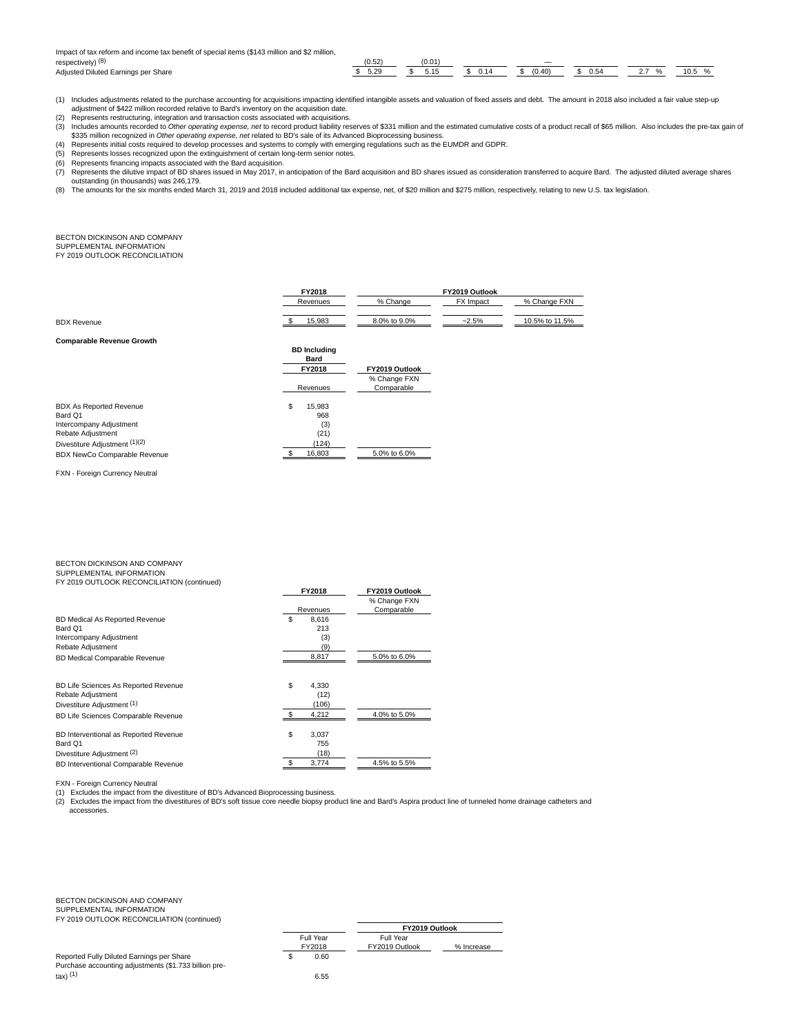| | | | | | | | |
|---|---|---|---|---|---|---|---|
| Impact of tax reform and income tax benefit of special items ($143 million and $2 million, respectively) (8) | (0.52) | (0.01) | | — | | | |
| Adjusted Diluted Earnings per Share | $ 5.29 | $ 5.15 | $ 0.14 | $ (0.40) | $ 0.54 | 2.7 % | 10.5 % |

(1) Includes adjustments related to the purchase accounting for acquisitions impacting identified intangible assets and valuation of fixed assets and debt. The amount in 2018 also included a fair value step-up adjustment of $422 million recorded relative to Bard's inventory on the acquisition date.
(2) Represents restructuring, integration and transaction costs associated with acquisitions.
(3) Includes amounts recorded to *Other operating expense, net* to record product liability reserves of $331 million and the estimated cumulative costs of a product recall of $65 million. Also includes the pre-tax gain of $335 million recognized in *Other operating expense, net* related to BD's sale of its Advanced Bioprocessing business.
(4) Represents initial costs required to develop processes and systems to comply with emerging regulations such as the EUMDR and GDPR.
(5) Represents losses recognized upon the extinguishment of certain long-term senior notes.
(6) Represents financing impacts associated with the Bard acquisition.
(7) Represents the dilutive impact of BD shares issued in May 2017, in anticipation of the Bard acquisition and BD shares issued as consideration transferred to acquire Bard. The adjusted diluted average shares outstanding (in thousands) was 246,179.
(8) The amounts for the six months ended March 31, 2019 and 2018 included additional tax expense, net, of $20 million and $275 million, respectively, relating to new U.S. tax legislation.

BECTON DICKINSON AND COMPANY
SUPPLEMENTAL INFORMATION
FY 2019 OUTLOOK RECONCILIATION

| | FY2018 | FY2019 Outlook | | |
|---|---|---|---|---|
| | Revenues | % Change | FX Impact | % Change FXN |
| BDX Revenue | $ 15,983 | 8.0% to 9.0% | ~2.5% | 10.5% to 11.5% |

**Comparable Revenue Growth**

| | BD Including Bard FY2018 Revenues | FY2019 Outlook % Change FXN Comparable |
|---|---|---|
| BDX As Reported Revenue | $ 15,983 | |
| Bard Q1 | 968 | |
| Intercompany Adjustment | (3) | |
| Rebate Adjustment | (21) | |
| Divestiture Adjustment (1)(2) | (124) | |
| BDX NewCo Comparable Revenue | $ 16,803 | 5.0% to 6.0% |

FXN - Foreign Currency Neutral

BECTON DICKINSON AND COMPANY
SUPPLEMENTAL INFORMATION
FY 2019 OUTLOOK RECONCILIATION (continued)

| | FY2018 Revenues | FY2019 Outlook % Change FXN Comparable |
|---|---|---|
| BD Medical As Reported Revenue | $ 8,616 | |
| Bard Q1 | 213 | |
| Intercompany Adjustment | (3) | |
| Rebate Adjustment | (9) | |
| BD Medical Comparable Revenue | 8,817 | 5.0% to 6.0% |
| | | |
| BD Life Sciences As Reported Revenue | $ 4,330 | |
| Rebate Adjustment | (12) | |
| Divestiture Adjustment (1) | (106) | |
| BD Life Sciences Comparable Revenue | $ 4,212 | 4.0% to 5.0% |
| | | |
| BD Interventional as Reported Revenue | $ 3,037 | |
| Bard Q1 | 755 | |
| Divestiture Adjustment (2) | (18) | |
| BD Interventional Comparable Revenue | $ 3,774 | 4.5% to 5.5% |

FXN - Foreign Currency Neutral
(1) Excludes the impact from the divestiture of BD's Advanced Bioprocessing business.
(2) Excludes the impact from the divestitures of BD's soft tissue core needle biopsy product line and Bard's Aspira product line of tunneled home drainage catheters and accessories.

BECTON DICKINSON AND COMPANY
SUPPLEMENTAL INFORMATION
FY 2019 OUTLOOK RECONCILIATION (continued)

| | Full Year FY2018 | FY2019 Outlook Full Year FY2019 Outlook | % Increase |
|---|---|---|---|
| Reported Fully Diluted Earnings per Share | $ 0.60 | | |
| Purchase accounting adjustments ($1.733 billion pre-tax) (1) | 6.55 | | |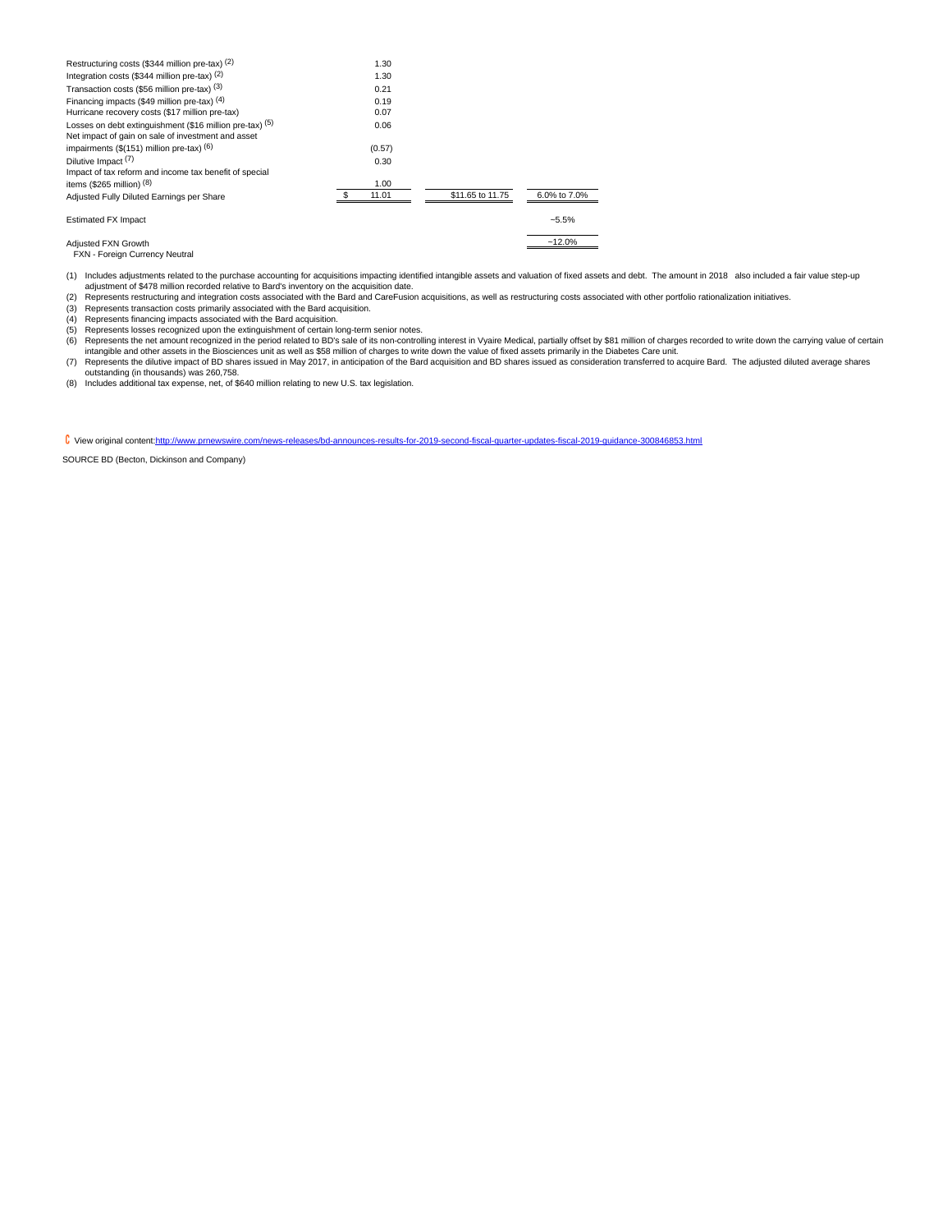| | | | |
|---|---|---|---|
| Restructuring costs ($344 million pre-tax) [(2)] | 1.30 | | |
| Integration costs ($344 million pre-tax) [(2)] | 1.30 | | |
| Transaction costs ($56 million pre-tax) [(3)] | 0.21 | | |
| Financing impacts ($49 million pre-tax) [(4)] | 0.19 | | |
| Hurricane recovery costs ($17 million pre-tax) | 0.07 | | |
| Losses on debt extinguishment ($16 million pre-tax) [(5)] | 0.06 | | |
| Net impact of gain on sale of investment and asset impairments ($(151) million pre-tax) [(6)] | (0.57) | | |
| Dilutive Impact [(7)] | 0.30 | | |
| Impact of tax reform and income tax benefit of special items ($265 million) [(8)] | 1.00 | | |
| Adjusted Fully Diluted Earnings per Share | $ 11.01 | $11.65 to 11.75 | 6.0% to 7.0% |
| Estimated FX Impact | | | ~5.5% |
| Adjusted FXN Growth | | | ~12.0% |

FXN - Foreign Currency Neutral

(1) Includes adjustments related to the purchase accounting for acquisitions impacting identified intangible assets and valuation of fixed assets and debt. The amount in 2018 also included a fair value step-up adjustment of $478 million recorded relative to Bard's inventory on the acquisition date.

(2) Represents restructuring and integration costs associated with the Bard and CareFusion acquisitions, as well as restructuring costs associated with other portfolio rationalization initiatives.

(3) Represents transaction costs primarily associated with the Bard acquisition.

(4) Represents financing impacts associated with the Bard acquisition.

(5) Represents losses recognized upon the extinguishment of certain long-term senior notes.

(6) Represents the net amount recognized in the period related to BD's sale of its non-controlling interest in Vyaire Medical, partially offset by $81 million of charges recorded to write down the carrying value of certain intangible and other assets in the Biosciences unit as well as $58 million of charges to write down the value of fixed assets primarily in the Diabetes Care unit.

(7) Represents the dilutive impact of BD shares issued in May 2017, in anticipation of the Bard acquisition and BD shares issued as consideration transferred to acquire Bard. The adjusted diluted average shares outstanding (in thousands) was 260,758.

(8) Includes additional tax expense, net, of $640 million relating to new U.S. tax legislation.

View original content:http://www.prnewswire.com/news-releases/bd-announces-results-for-2019-second-fiscal-quarter-updates-fiscal-2019-guidance-300846853.html

SOURCE BD (Becton, Dickinson and Company)